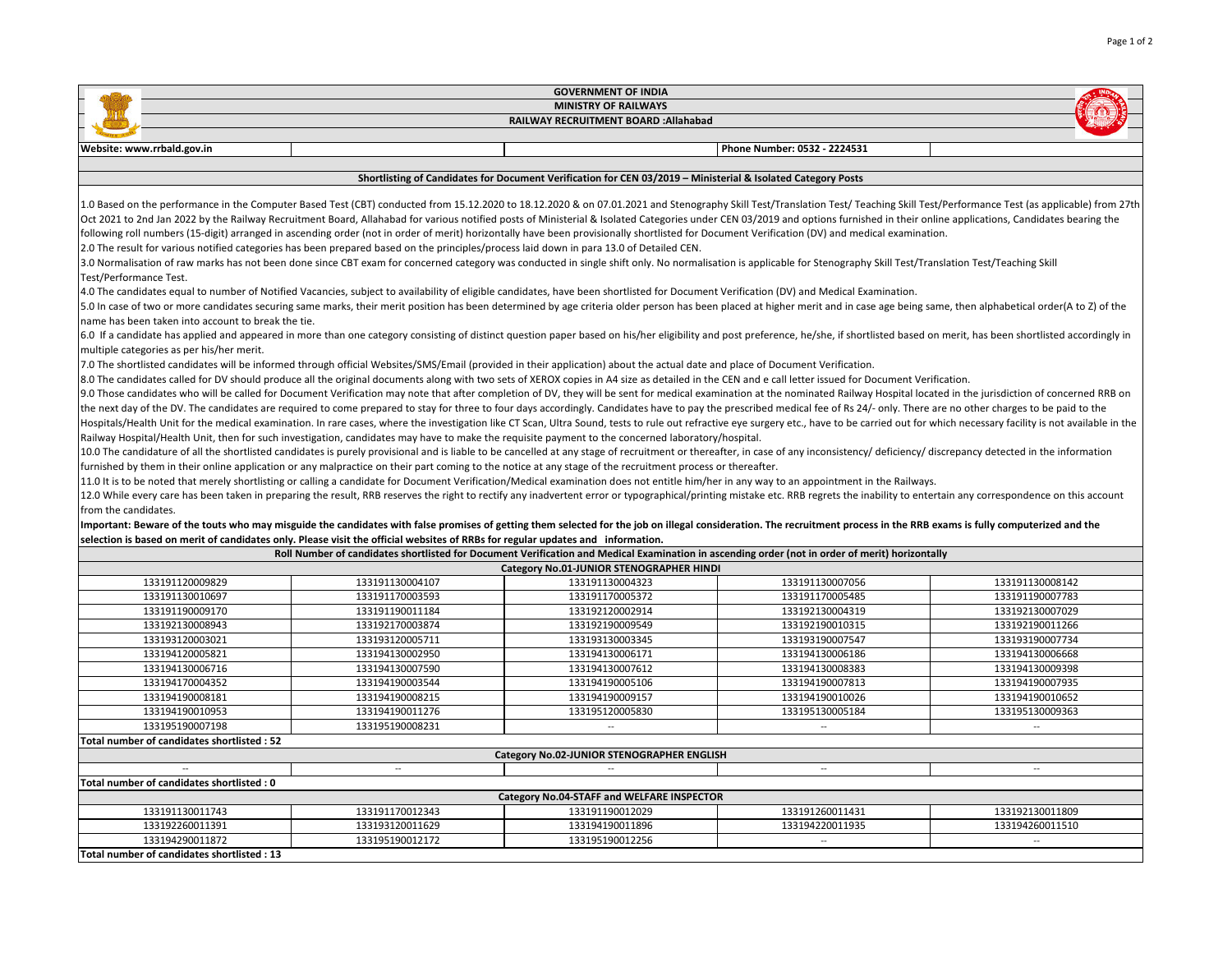# GOVERNMENT OF INDIA

## MINISTRY OF RAILWAYS

## RAILWAY RECRUITMENT BOARD :Allahabad

**Website: www.rrbald.gov.in** | **Phone Number: 0532 - 2224531**

### Shortlisting of Candidates for Document Verification for CEN 03/2019 – Ministerial & Isolated Category Posts

1.0 Based on the performance in the Computer Based Test (CBT) conducted from 15.12.2020 to 18.12.2020 & on 07.01.2021 and Stenography Skill Test/Translation Test/ Teaching Skill Test/Performance Test (as applicable) from 27th Oct 2021 to 2nd Jan 2022 by the Railway Recruitment Board, Allahabad for various notified posts of Ministerial & Isolated Categories under CEN 03/2019 and options furnished in their online applications, Candidates bearing the following roll numbers (15-digit) arranged in ascending order (not in order of merit) horizontally have been provisionally shortlisted for Document Verification (DV) and medical examination.

2.0 The result for various notified categories has been prepared based on the principles/process laid down in para 13.0 of Detailed CEN.

3.0 Normalisation of raw marks has not been done since CBT exam for concerned category was conducted in single shift only. No normalisation is applicable for Stenography Skill Test/Translation Test/Teaching Skill Test/Performance Test.

4.0 The candidates equal to number of Notified Vacancies, subject to availability of eligible candidates, have been shortlisted for Document Verification (DV) and Medical Examination.

5.0 In case of two or more candidates securing same marks, their merit position has been determined by age criteria older person has been placed at higher merit and in case age being same, then alphabetical order(A to Z) of the name has been taken into account to break the tie.

6.0 If a candidate has applied and appeared in more than one category consisting of distinct question paper based on his/her eligibility and post preference, he/she, if shortlisted based on merit, has been shortlisted accordingly in multiple categories as per his/her merit.

7.0 The shortlisted candidates will be informed through official Websites/SMS/Email (provided in their application) about the actual date and place of Document Verification.

8.0 The candidates called for DV should produce all the original documents along with two sets of XEROX copies in A4 size as detailed in the CEN and e call letter issued for Document Verification.

9.0 Those candidates who will be called for Document Verification may note that after completion of DV, they will be sent for medical examination at the nominated Railway Hospital located in the jurisdiction of concerned RRB on the next day of the DV. The candidates are required to come prepared to stay for three to four days accordingly. Candidates have to pay the prescribed medical fee of Rs 24/- only. There are no other charges to be paid to the Hospitals/Health Unit for the medical examination. In rare cases, where the investigation like CT Scan, Ultra Sound, tests to rule out refractive eye surgery etc., have to be carried out for which necessary facility is not available in the Railway Hospital/Health Unit, then for such investigation, candidates may have to make the requisite payment to the concerned laboratory/hospital.

10.0 The candidature of all the shortlisted candidates is purely provisional and is liable to be cancelled at any stage of recruitment or thereafter, in case of any inconsistency/ deficiency/ discrepancy detected in the information furnished by them in their online application or any malpractice on their part coming to the notice at any stage of the recruitment process or thereafter.

11.0 It is to be noted that merely shortlisting or calling a candidate for Document Verification/Medical examination does not entitle him/her in any way to an appointment in the Railways.

12.0 While every care has been taken in preparing the result, RRB reserves the right to rectify any inadvertent error or typographical/printing mistake etc. RRB regrets the inability to entertain any correspondence on this account from the candidates.

**Important: Beware of the touts who may misguide the candidates with false promises of getting them selected for the job on illegal consideration. The recruitment process in the RRB exams is fully computerized and the selection is based on merit of candidates only. Please visit the official websites of RRBs for regular updates and information.**

**Roll Number of candidates shortlisted for Document Verification and Medical Examination in ascending order (not in order of merit) horizontally**

**Category No.01-JUNIOR STENOGRAPHER HINDI**

| | | | | |
|---|---|---|---|---|
| 133191120009829 | 133191130004107 | 133191130004323 | 133191130007056 | 133191130008142 |
| 133191130010697 | 133191170003593 | 133191170005372 | 133191170005485 | 133191190007783 |
| 133191190009170 | 133191190011184 | 133192120002914 | 133192130004319 | 133192130007029 |
| 133192130008943 | 133192170003874 | 133192190009549 | 133192190010315 | 133192190011266 |
| 133193120003021 | 133193120005711 | 133193130003345 | 133193190007547 | 133193190007734 |
| 133194120005821 | 133194130002950 | 133194130006171 | 133194130006186 | 133194130006668 |
| 133194130006716 | 133194130007590 | 133194130007612 | 133194130008383 | 133194130009398 |
| 133194170004352 | 133194190003544 | 133194190005106 | 133194190007813 | 133194190007935 |
| 133194190008181 | 133194190008215 | 133194190009157 | 133194190010026 | 133194190010652 |
| 133194190010953 | 133194190011276 | 133195120005830 | 133195130005184 | 133195130009363 |
| 133195190007198 | 133195190008231 | -- | -- | -- |

**Total number of candidates shortlisted : 52**

**Category No.02-JUNIOR STENOGRAPHER ENGLISH**

| | | | | |
|---|---|---|---|---|
| -- | -- | -- | -- | -- |

**Total number of candidates shortlisted : 0**

**Category No.04-STAFF and WELFARE INSPECTOR**

| | | | | |
|---|---|---|---|---|
| 133191130011743 | 133191170012343 | 133191190012029 | 133191260011431 | 133192130011809 |
| 133192260011391 | 133193120011629 | 133194190011896 | 133194220011935 | 133194260011510 |
| 133194290011872 | 133195190012172 | 133195190012256 | -- | -- |

**Total number of candidates shortlisted : 13**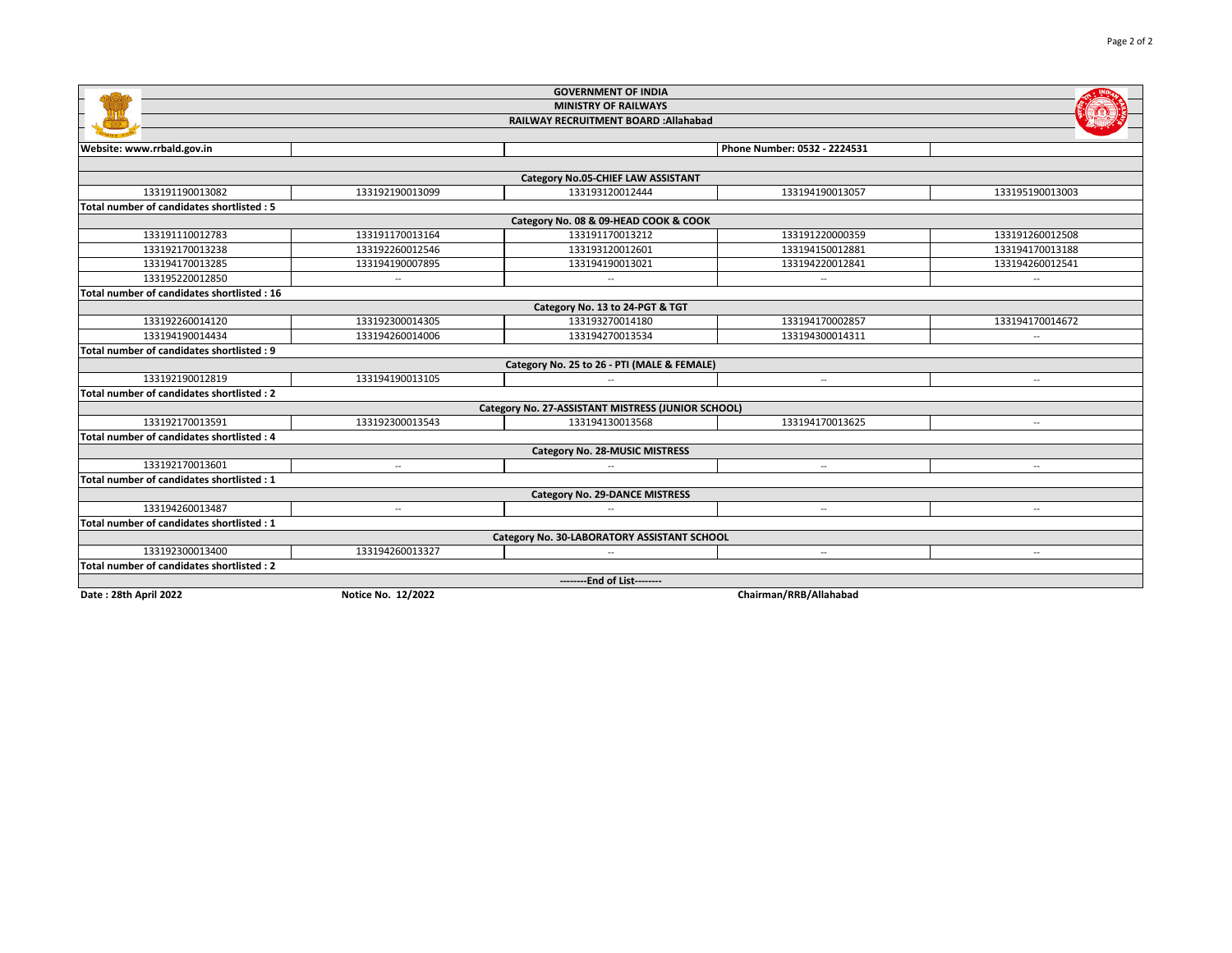**GOVERNMENT OF INDIA**

**MINISTRY OF RAILWAYS**

**RAILWAY RECRUITMENT BOARD :Allahabad**

**Website: www.rrbald.gov.in** | **Phone Number: 0532 - 2224531**

| | | | | |
|---|---|---|---|---|
| **Category No.05-CHIEF LAW ASSISTANT** | | | | |
| 133191190013082 | 133192190013099 | 133193120012444 | 133194190013057 | 133195190013003 |
| **Total number of candidates shortlisted : 5** | | | | |
| **Category No. 08 & 09-HEAD COOK & COOK** | | | | |
| 133191110012783 | 133191170013164 | 133191170013212 | 133191220000359 | 133191260012508 |
| 133192170013238 | 133192260012546 | 133193120012601 | 133194150012881 | 133194170013188 |
| 133194170013285 | 133194190007895 | 133194190013021 | 133194220012841 | 133194260012541 |
| 133195220012850 | -- | -- | -- | -- |
| **Total number of candidates shortlisted : 16** | | | | |
| **Category No. 13 to 24-PGT & TGT** | | | | |
| 133192260014120 | 133192300014305 | 133193270014180 | 133194170002857 | 133194170014672 |
| 133194190014434 | 133194260014006 | 133194270013534 | 133194300014311 | -- |
| **Total number of candidates shortlisted : 9** | | | | |
| **Category No. 25 to 26 - PTI (MALE & FEMALE)** | | | | |
| 133192190012819 | 133194190013105 | -- | -- | -- |
| **Total number of candidates shortlisted : 2** | | | | |
| **Category No. 27-ASSISTANT MISTRESS (JUNIOR SCHOOL)** | | | | |
| 133192170013591 | 133192300013543 | 133194130013568 | 133194170013625 | -- |
| **Total number of candidates shortlisted : 4** | | | | |
| **Category No. 28-MUSIC MISTRESS** | | | | |
| 133192170013601 | -- | -- | -- | -- |
| **Total number of candidates shortlisted : 1** | | | | |
| **Category No. 29-DANCE MISTRESS** | | | | |
| 133194260013487 | -- | -- | -- | -- |
| **Total number of candidates shortlisted : 1** | | | | |
| **Category No. 30-LABORATORY ASSISTANT SCHOOL** | | | | |
| 133192300013400 | 133194260013327 | -- | -- | -- |
| **Total number of candidates shortlisted : 2** | | | | |
| **--------End of List--------** | | | | |

**Date : 28th April 2022** | **Notice No. 12/2022** | **Chairman/RRB/Allahabad**